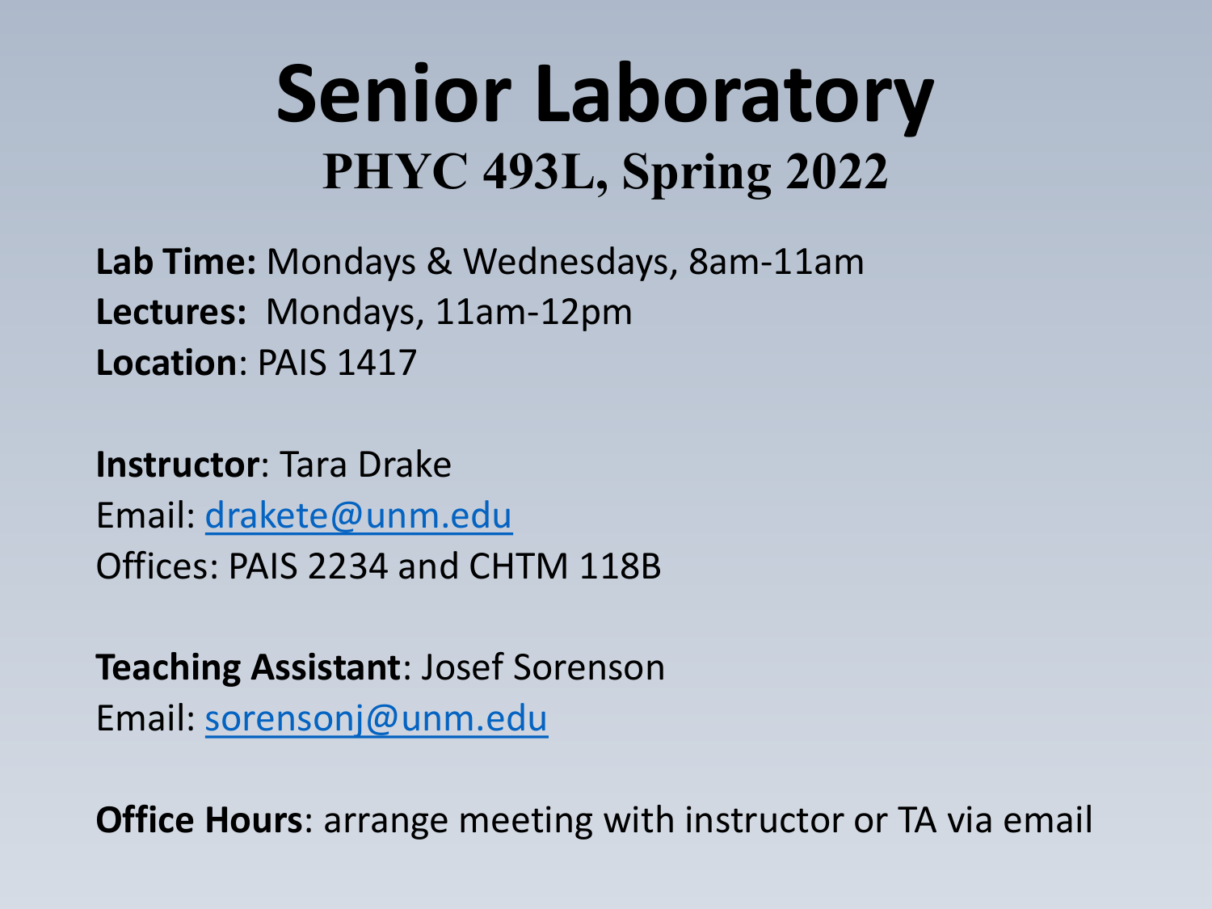# Senior Laboratory

## PHYC 493L, Spring 2022

**Lab Time:** Mondays & Wednesdays, 8am-11am
**Lectures:** Mondays, 11am-12pm
**Location**: PAIS 1417

**Instructor**: Tara Drake
Email: drakete@unm.edu
Offices: PAIS 2234 and CHTM 118B

**Teaching Assistant**: Josef Sorenson
Email: sorensonj@unm.edu

**Office Hours**: arrange meeting with instructor or TA via email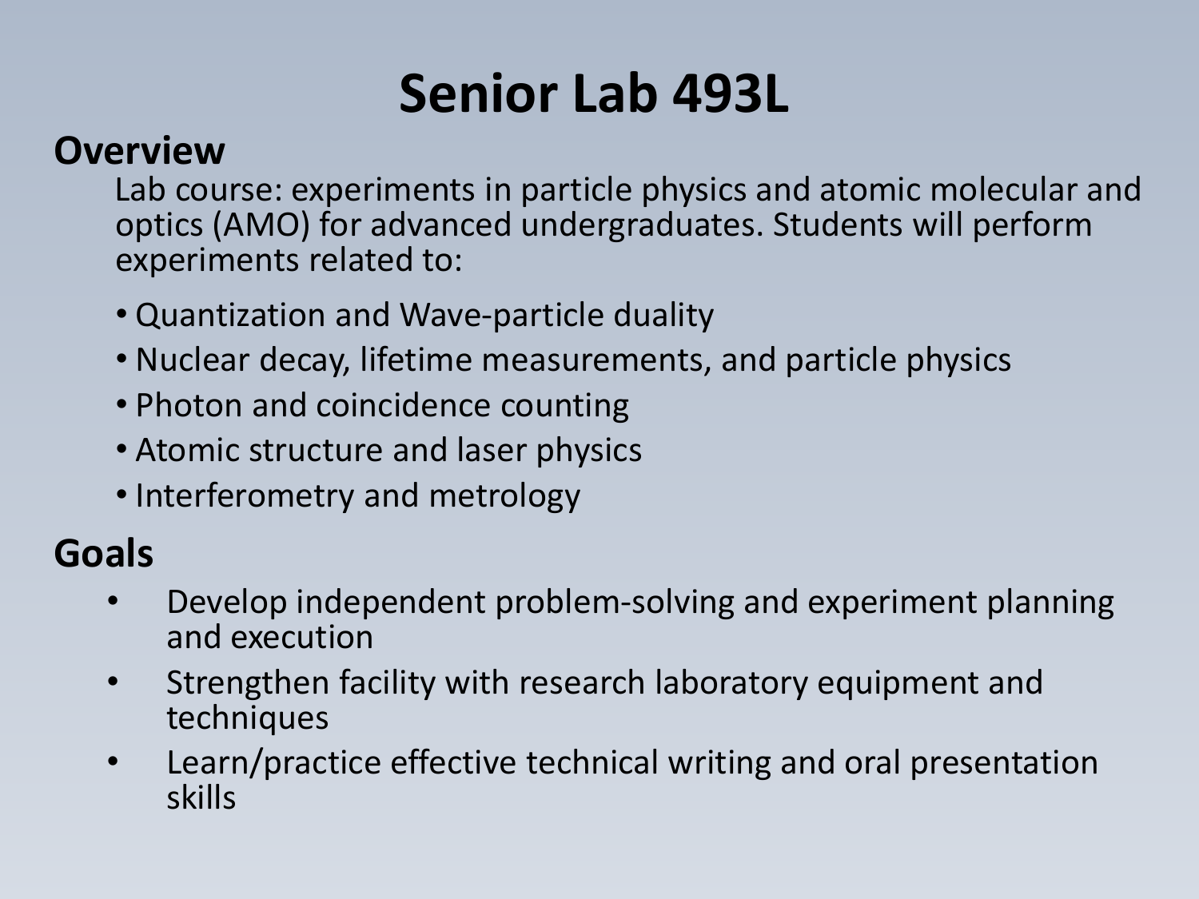# Senior Lab 493L

## Overview

Lab course: experiments in particle physics and atomic molecular and optics (AMO) for advanced undergraduates. Students will perform experiments related to:

- Quantization and Wave-particle duality
- Nuclear decay, lifetime measurements, and particle physics
- Photon and coincidence counting
- Atomic structure and laser physics
- Interferometry and metrology

## Goals

- Develop independent problem-solving and experiment planning and execution
- Strengthen facility with research laboratory equipment and techniques
- Learn/practice effective technical writing and oral presentation skills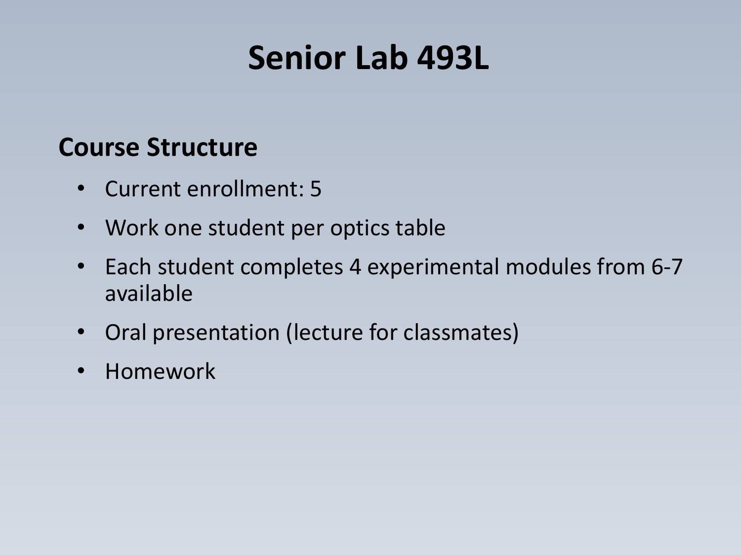# Senior Lab 493L

## Course Structure

- Current enrollment: 5
- Work one student per optics table
- Each student completes 4 experimental modules from 6-7 available
- Oral presentation (lecture for classmates)
- Homework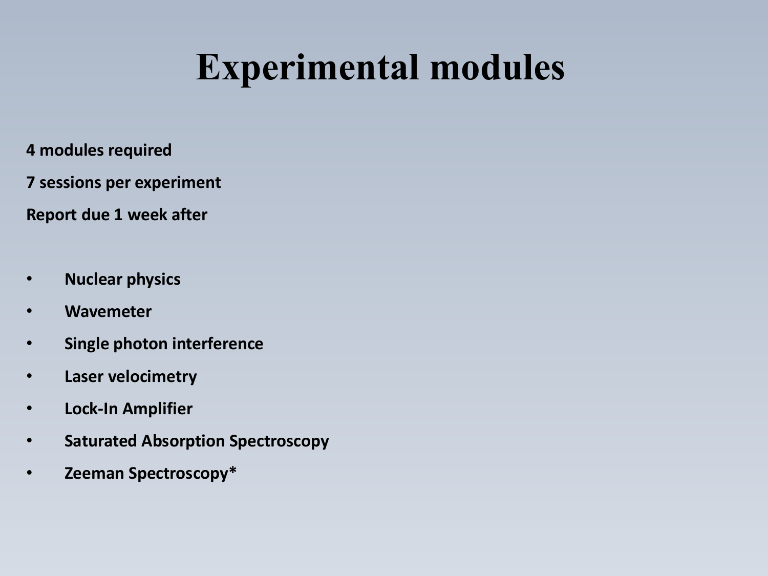# Experimental modules

**4 modules required**

**7 sessions per experiment**

**Report due 1 week after**

- **Nuclear physics**
- **Wavemeter**
- **Single photon interference**
- **Laser velocimetry**
- **Lock-In Amplifier**
- **Saturated Absorption Spectroscopy**
- **Zeeman Spectroscopy***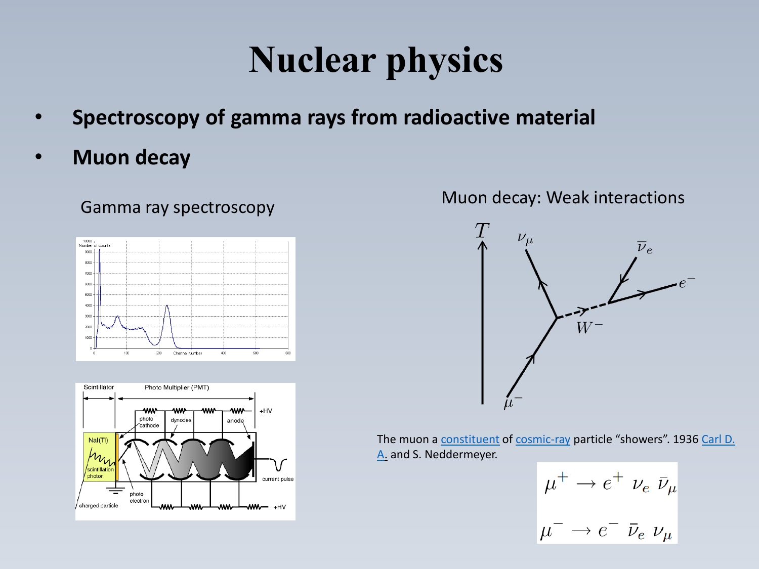# Nuclear physics

- **Spectroscopy of gamma rays from radioactive material**
- **Muon decay**

Gamma ray spectroscopy

Muon decay: Weak interactions

The muon a constituent of cosmic-ray particle "showers". 1936 Carl D. A. and S. Neddermeyer.

$$\mu^+ \rightarrow e^+ \; \nu_e \; \bar{\nu}_\mu$$

$$\mu^- \rightarrow e^- \; \bar{\nu}_e \; \nu_\mu$$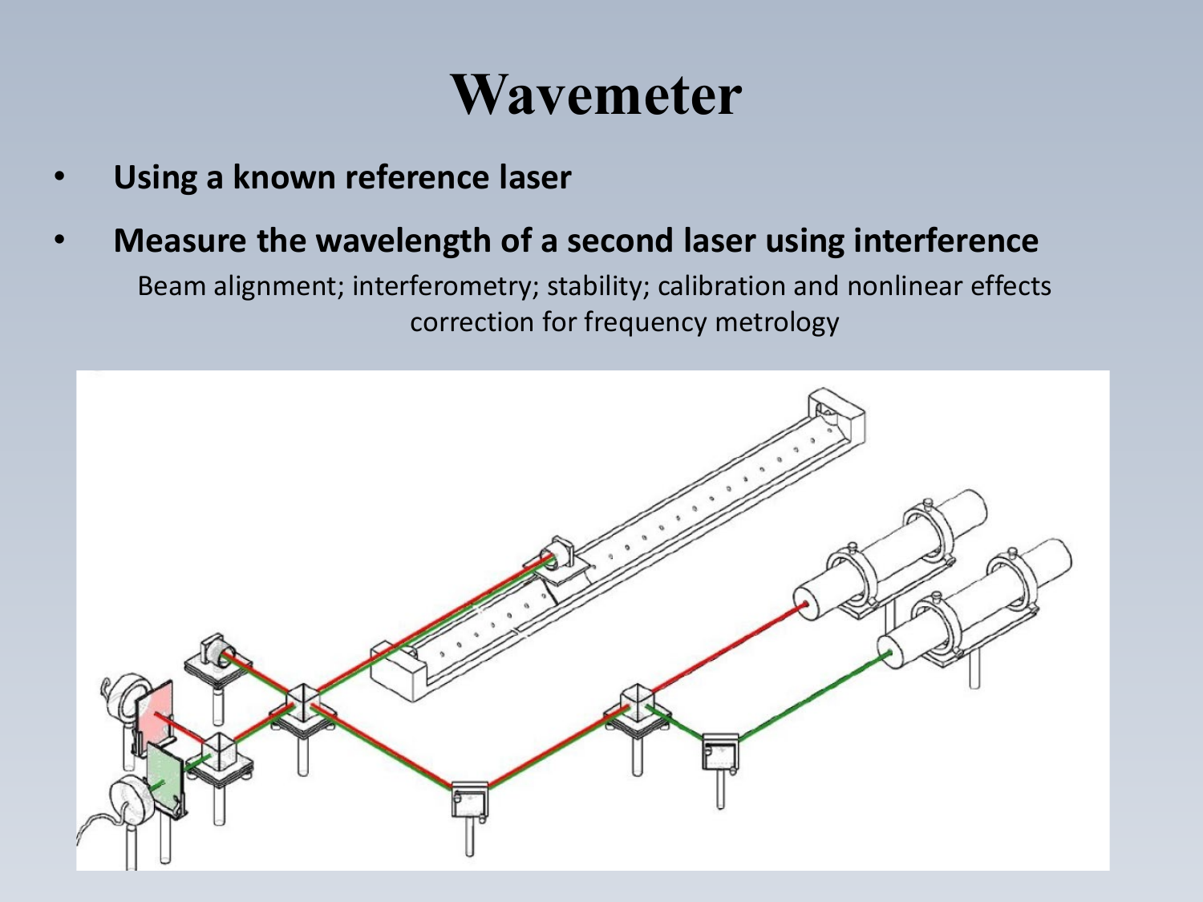# Wavemeter

- **Using a known reference laser**
- **Measure the wavelength of a second laser using interference**

  Beam alignment; interferometry; stability; calibration and nonlinear effects correction for frequency metrology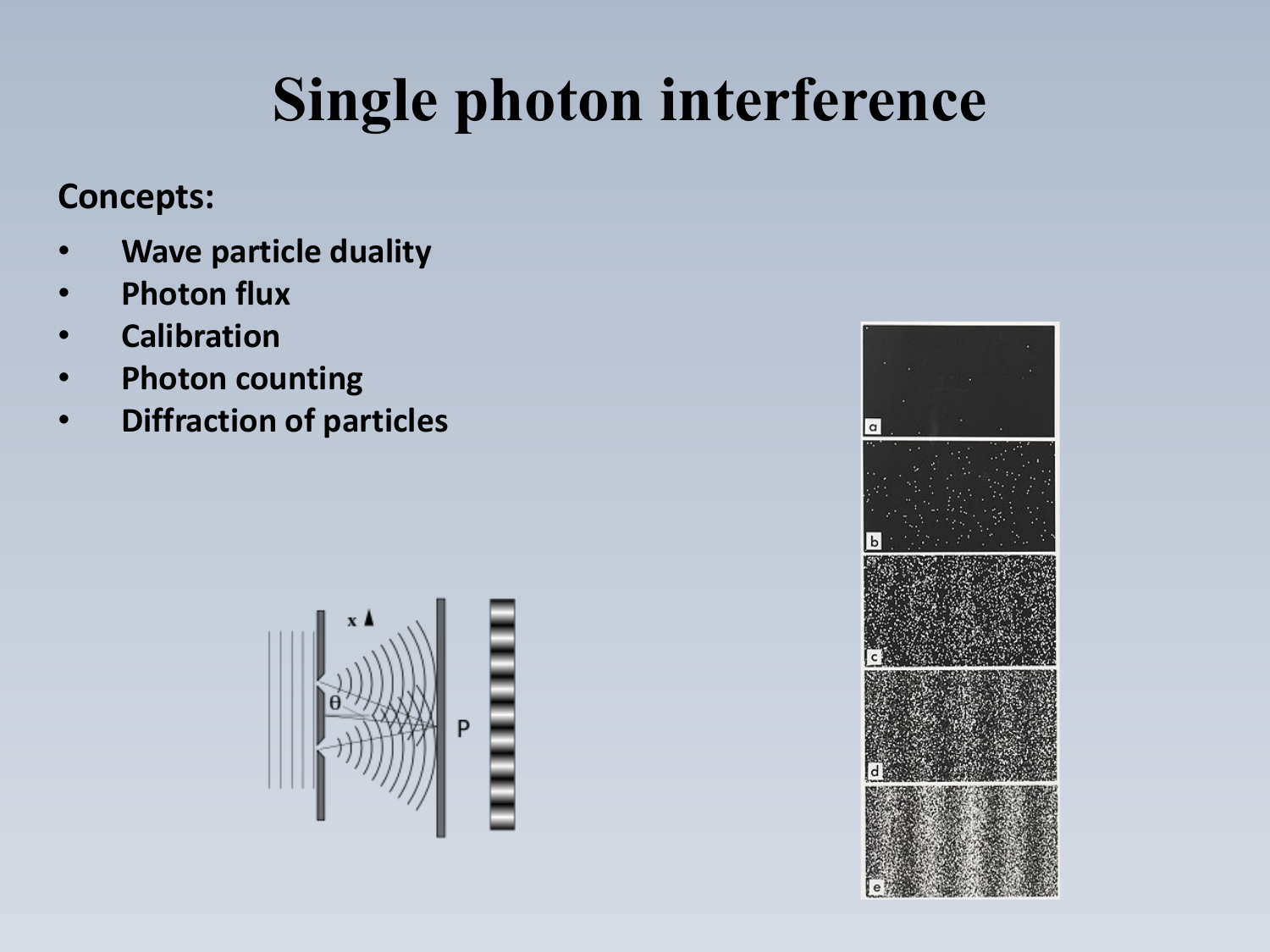# Single photon interference

**Concepts:**

- **Wave particle duality**
- **Photon flux**
- **Calibration**
- **Photon counting**
- **Diffraction of particles**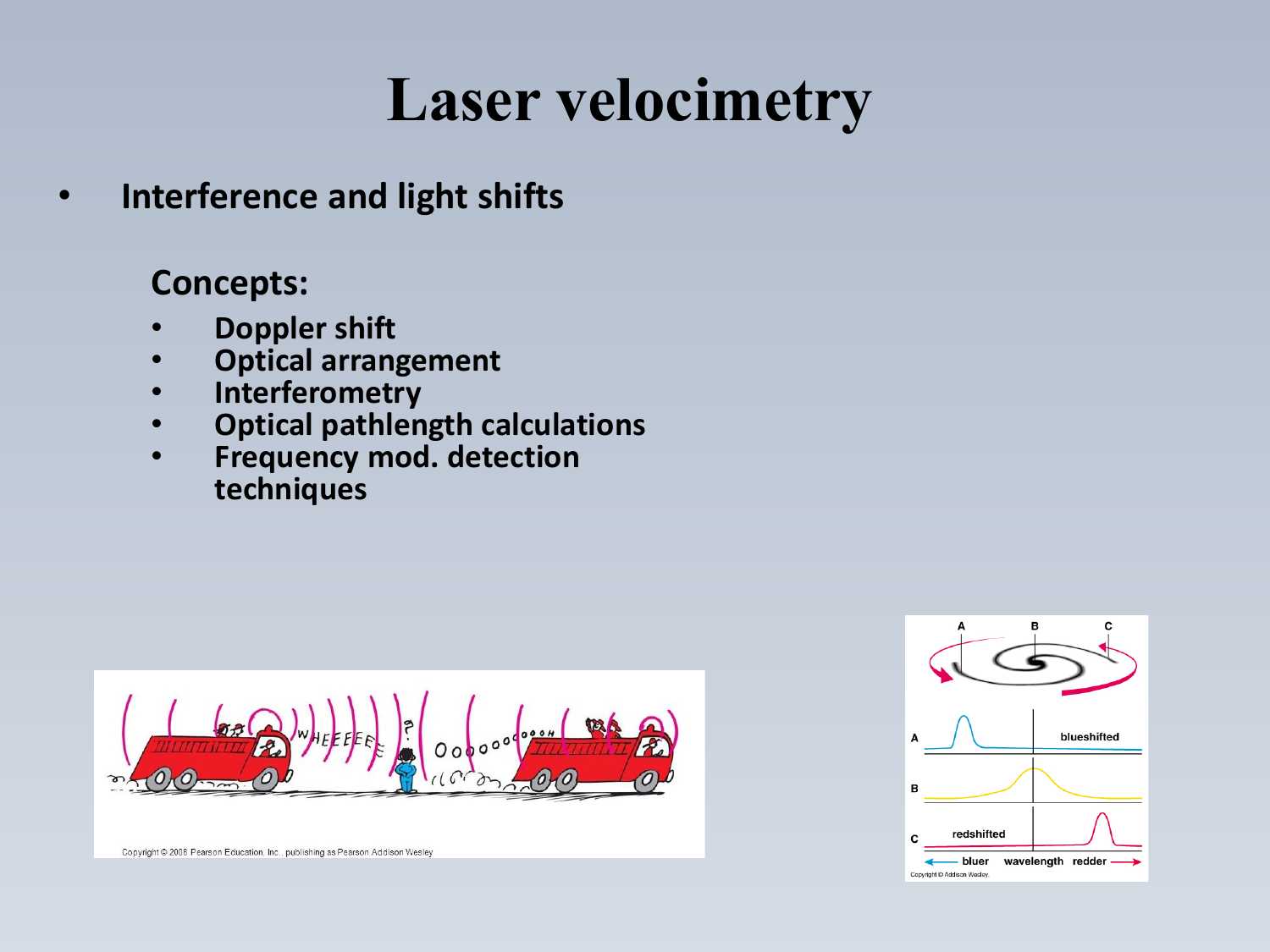# Laser velocimetry

- **Interference and light shifts**

  **Concepts:**

  - **Doppler shift**
  - **Optical arrangement**
  - **Interferometry**
  - **Optical pathlength calculations**
  - **Frequency mod. detection techniques**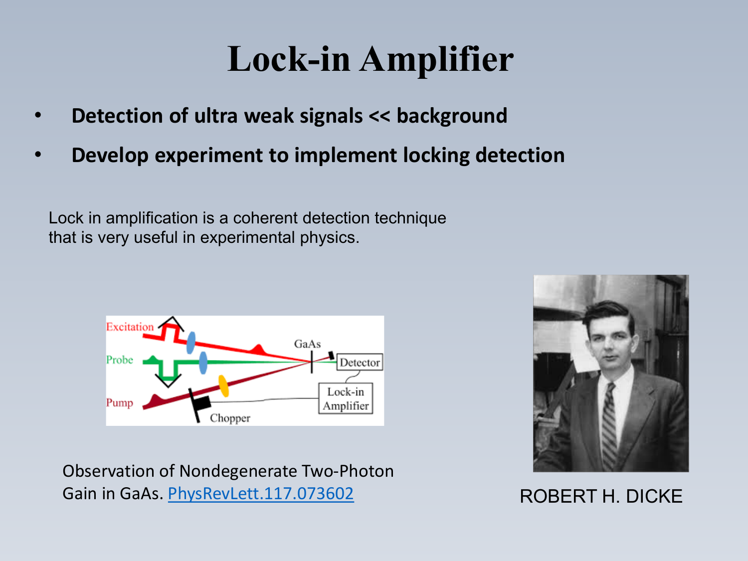# Lock-in Amplifier

- **Detection of ultra weak signals << background**
- **Develop experiment to implement locking detection**

Lock in amplification is a coherent detection technique that is very useful in experimental physics.

Observation of Nondegenerate Two-Photon Gain in GaAs. [PhysRevLett.117.073602]

ROBERT H. DICKE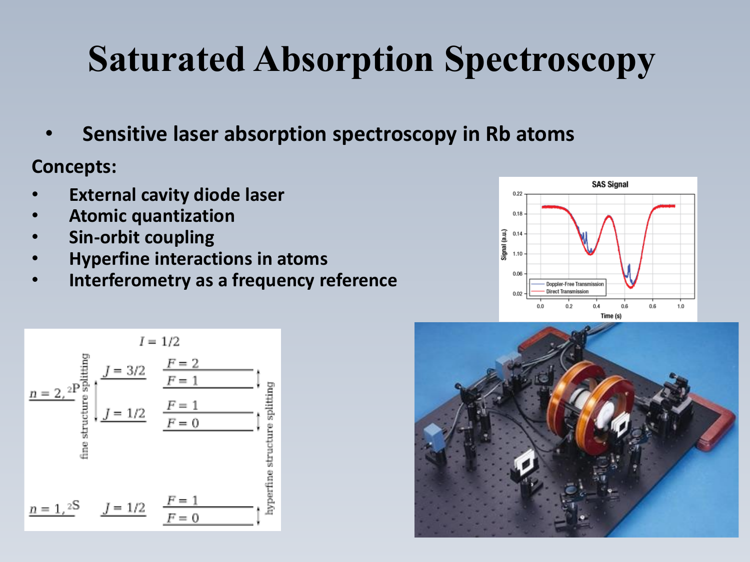# Saturated Absorption Spectroscopy

- Sensitive laser absorption spectroscopy in Rb atoms

**Concepts:**

- External cavity diode laser
- Atomic quantization
- Sin-orbit coupling
- Hyperfine interactions in atoms
- Interferometry as a frequency reference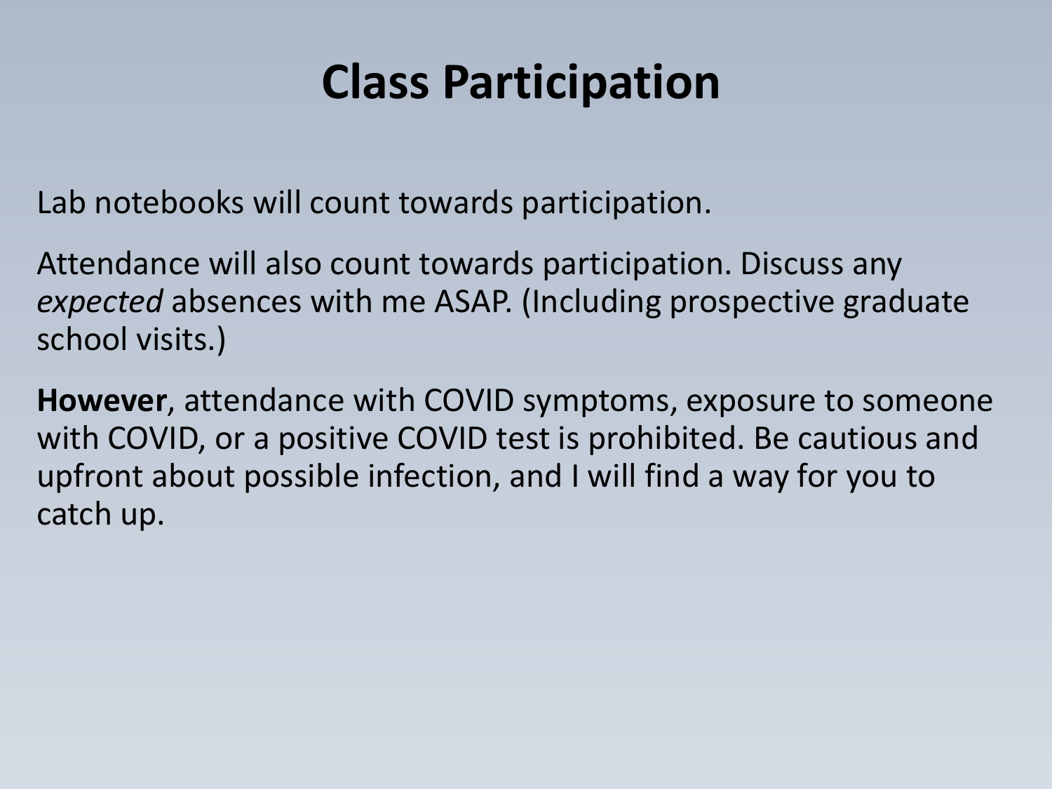# Class Participation

Lab notebooks will count towards participation.

Attendance will also count towards participation. Discuss any *expected* absences with me ASAP. (Including prospective graduate school visits.)

**However**, attendance with COVID symptoms, exposure to someone with COVID, or a positive COVID test is prohibited. Be cautious and upfront about possible infection, and I will find a way for you to catch up.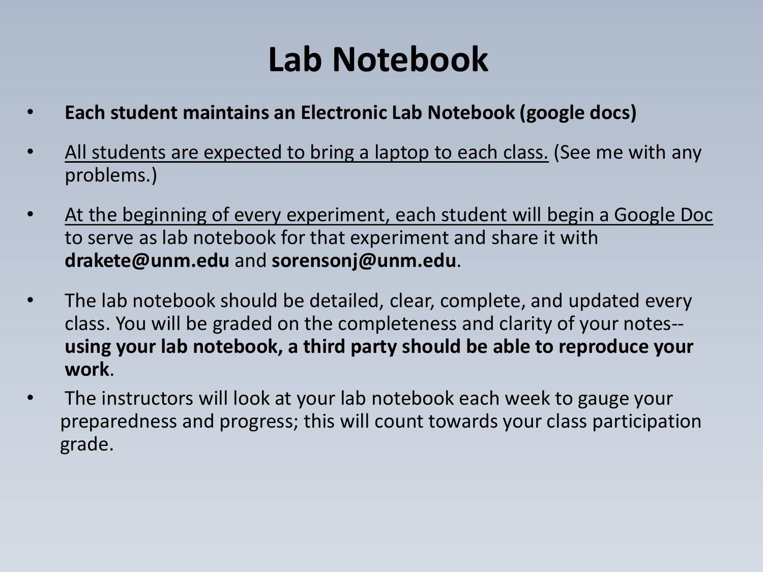# Lab Notebook

- **Each student maintains an Electronic Lab Notebook (google docs)**
- <u>All students are expected to bring a laptop to each class.</u> (See me with any problems.)
- <u>At the beginning of every experiment, each student will begin a Google Doc</u> to serve as lab notebook for that experiment and share it with **drakete@unm.edu** and **sorensonj@unm.edu**.
- The lab notebook should be detailed, clear, complete, and updated every class. You will be graded on the completeness and clarity of your notes-- **using your lab notebook, a third party should be able to reproduce your work**.
- The instructors will look at your lab notebook each week to gauge your preparedness and progress; this will count towards your class participation grade.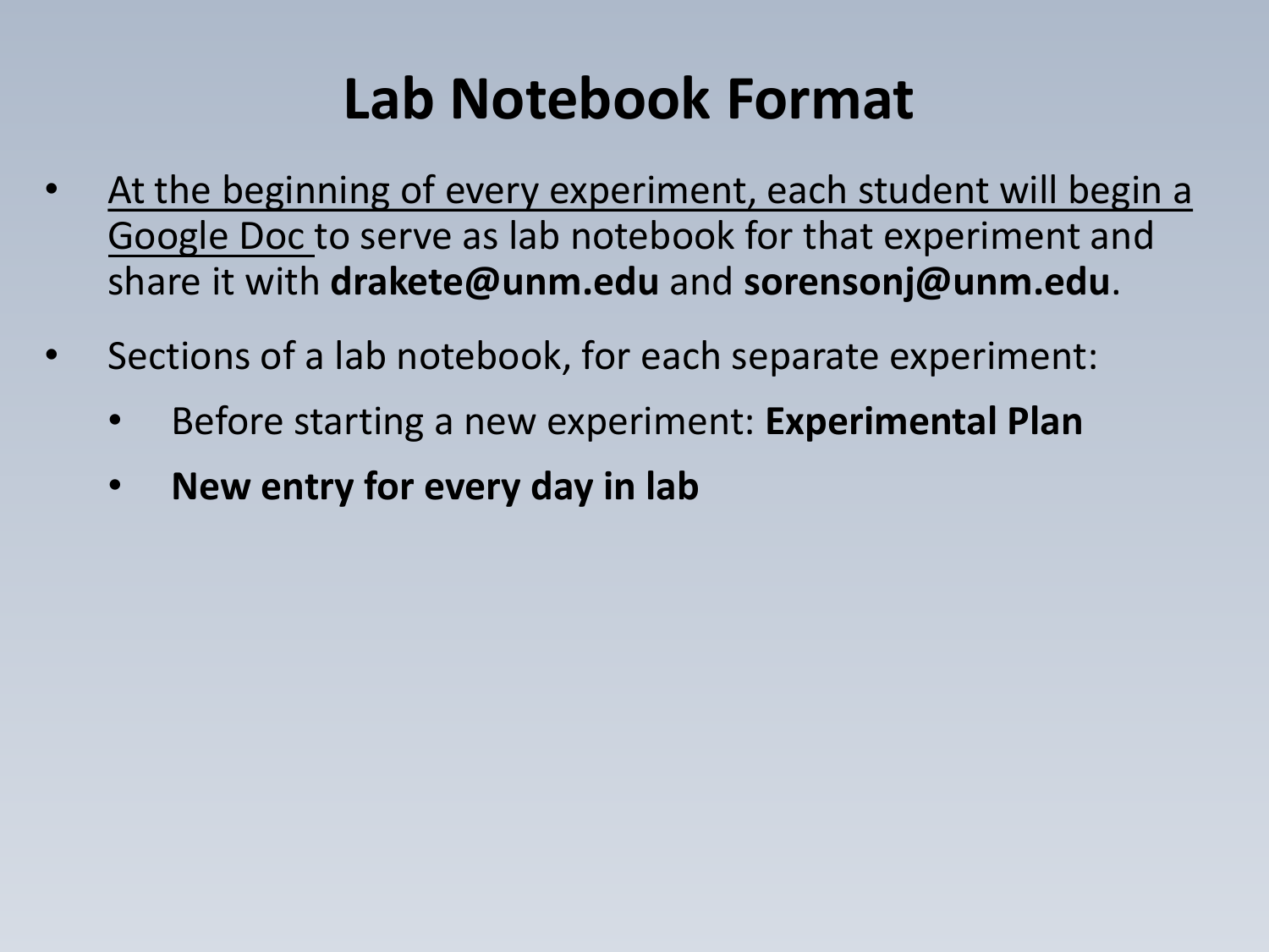# Lab Notebook Format

- At the beginning of every experiment, each student will begin a Google Doc to serve as lab notebook for that experiment and share it with **drakete@unm.edu** and **sorensonj@unm.edu**.
- Sections of a lab notebook, for each separate experiment:
  - Before starting a new experiment: **Experimental Plan**
  - **New entry for every day in lab**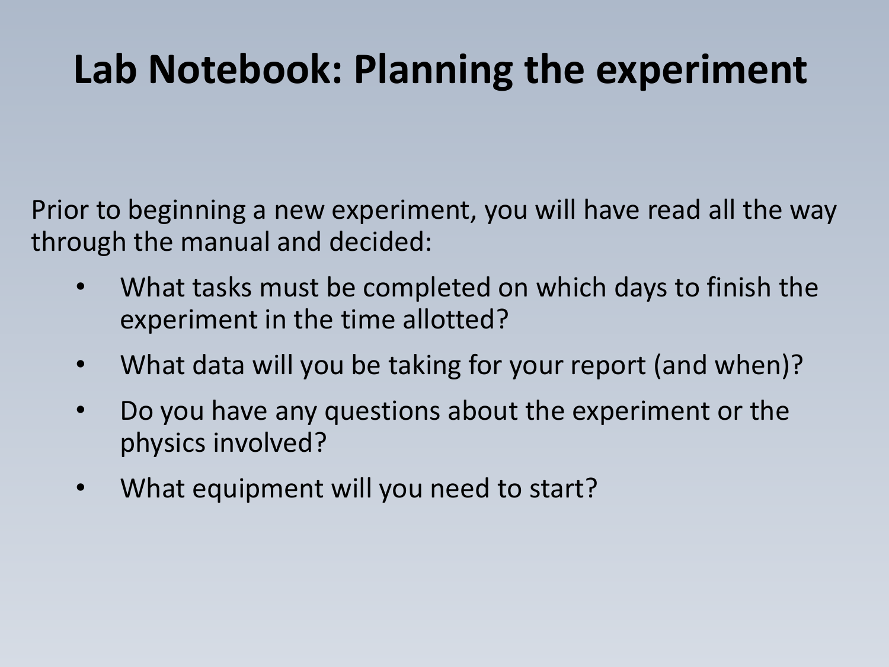# Lab Notebook: Planning the experiment

Prior to beginning a new experiment, you will have read all the way through the manual and decided:

- What tasks must be completed on which days to finish the experiment in the time allotted?
- What data will you be taking for your report (and when)?
- Do you have any questions about the experiment or the physics involved?
- What equipment will you need to start?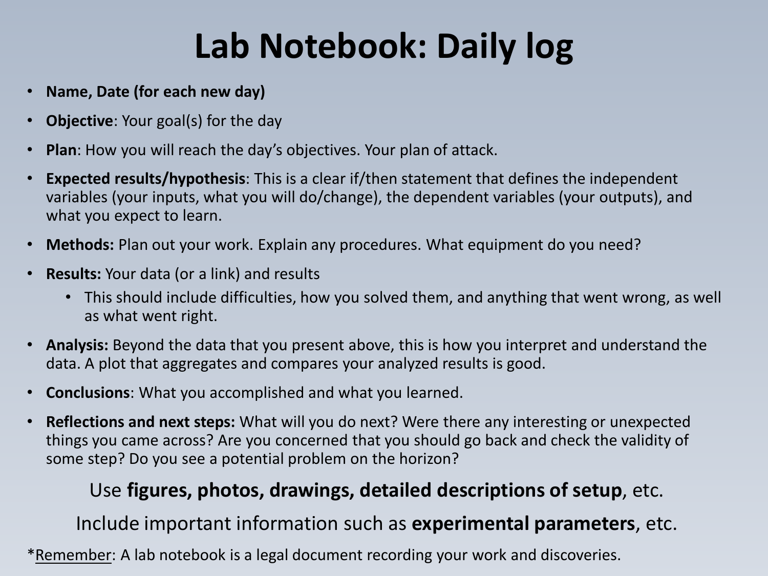# Lab Notebook: Daily log

- **Name, Date (for each new day)**
- **Objective**: Your goal(s) for the day
- **Plan**: How you will reach the day's objectives. Your plan of attack.
- **Expected results/hypothesis**: This is a clear if/then statement that defines the independent variables (your inputs, what you will do/change), the dependent variables (your outputs), and what you expect to learn.
- **Methods:** Plan out your work. Explain any procedures. What equipment do you need?
- **Results:** Your data (or a link) and results
  - This should include difficulties, how you solved them, and anything that went wrong, as well as what went right.
- **Analysis:** Beyond the data that you present above, this is how you interpret and understand the data. A plot that aggregates and compares your analyzed results is good.
- **Conclusions**: What you accomplished and what you learned.
- **Reflections and next steps:** What will you do next? Were there any interesting or unexpected things you came across? Are you concerned that you should go back and check the validity of some step? Do you see a potential problem on the horizon?

Use **figures, photos, drawings, detailed descriptions of setup**, etc.

Include important information such as **experimental parameters**, etc.

*Remember: A lab notebook is a legal document recording your work and discoveries.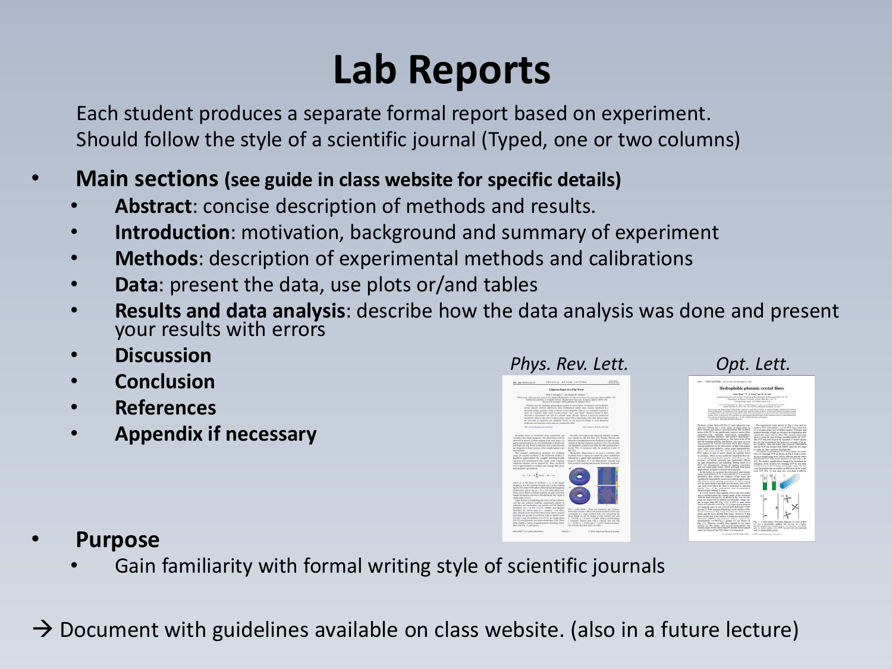# Lab Reports

Each student produces a separate formal report based on experiment.
Should follow the style of a scientific journal (Typed, one or two columns)

- **Main sections (see guide in class website for specific details)**
  - **Abstract**: concise description of methods and results.
  - **Introduction**: motivation, background and summary of experiment
  - **Methods**: description of experimental methods and calibrations
  - **Data**: present the data, use plots or/and tables
  - **Results and data analysis**: describe how the data analysis was done and present your results with errors
  - **Discussion**
  - **Conclusion**
  - **References**
  - **Appendix if necessary**

*Phys. Rev. Lett.*

*Opt. Lett.*

- **Purpose**
  - Gain familiarity with formal writing style of scientific journals

→ Document with guidelines available on class website. (also in a future lecture)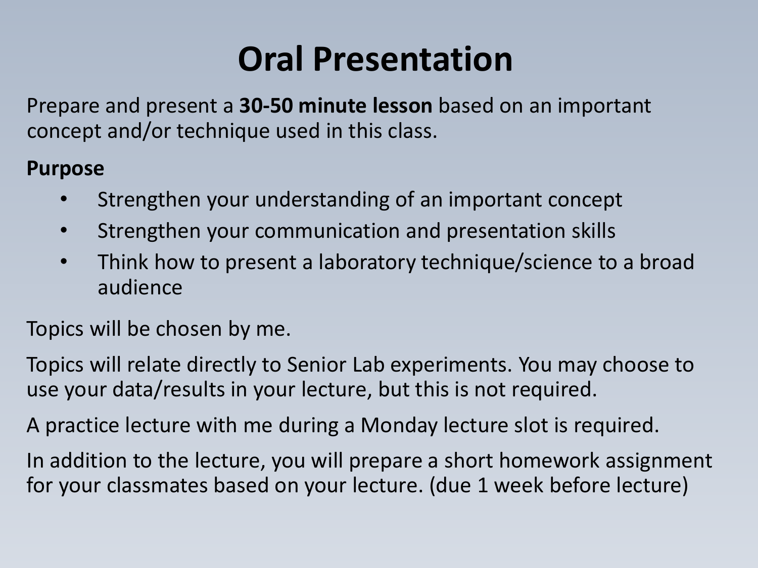# Oral Presentation

Prepare and present a **30-50 minute lesson** based on an important concept and/or technique used in this class.

**Purpose**

- Strengthen your understanding of an important concept
- Strengthen your communication and presentation skills
- Think how to present a laboratory technique/science to a broad audience

Topics will be chosen by me.

Topics will relate directly to Senior Lab experiments. You may choose to use your data/results in your lecture, but this is not required.

A practice lecture with me during a Monday lecture slot is required.

In addition to the lecture, you will prepare a short homework assignment for your classmates based on your lecture. (due 1 week before lecture)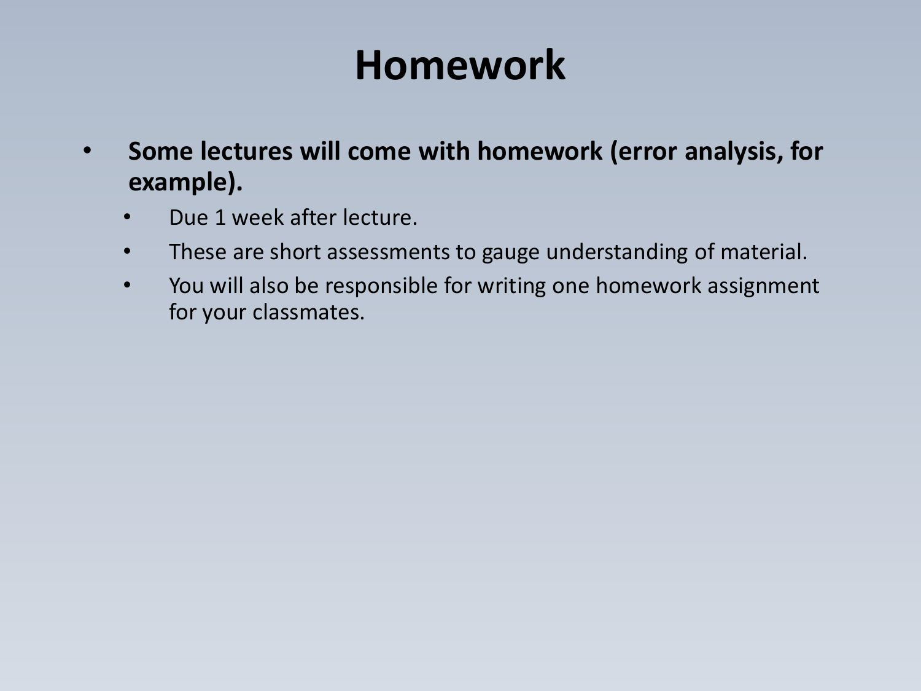# Homework

- **Some lectures will come with homework (error analysis, for example).**
  - Due 1 week after lecture.
  - These are short assessments to gauge understanding of material.
  - You will also be responsible for writing one homework assignment for your classmates.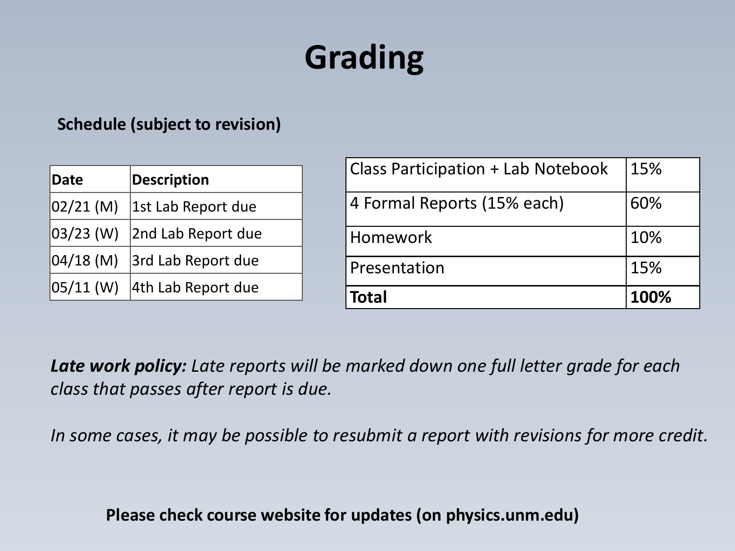# Grading

**Schedule (subject to revision)**

| Date | Description |
|---|---|
| 02/21 (M) | 1st Lab Report due |
| 03/23 (W) | 2nd Lab Report due |
| 04/18 (M) | 3rd Lab Report due |
| 05/11 (W) | 4th Lab Report due |

| Class Participation + Lab Notebook | 15% |
|---|---|
| 4 Formal Reports (15% each) | 60% |
| Homework | 10% |
| Presentation | 15% |
| **Total** | **100%** |

***Late work policy:*** *Late reports will be marked down one full letter grade for each class that passes after report is due.*

*In some cases, it may be possible to resubmit a report with revisions for more credit.*

**Please check course website for updates (on physics.unm.edu)**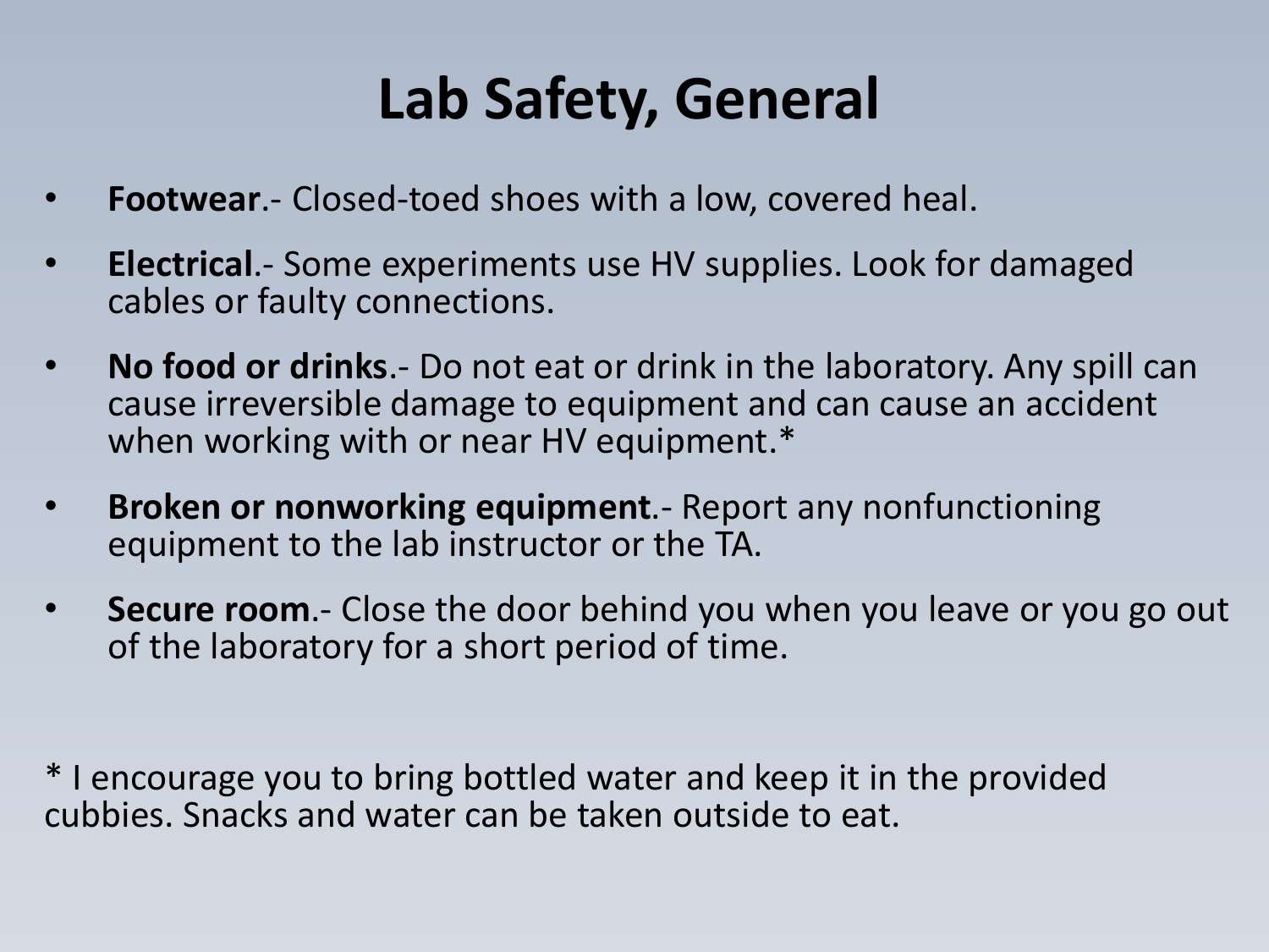# Lab Safety, General

- **Footwear**.- Closed-toed shoes with a low, covered heal.
- **Electrical**.- Some experiments use HV supplies. Look for damaged cables or faulty connections.
- **No food or drinks**.- Do not eat or drink in the laboratory. Any spill can cause irreversible damage to equipment and can cause an accident when working with or near HV equipment.*
- **Broken or nonworking equipment**.- Report any nonfunctioning equipment to the lab instructor or the TA.
- **Secure room**.- Close the door behind you when you leave or you go out of the laboratory for a short period of time.

* I encourage you to bring bottled water and keep it in the provided cubbies. Snacks and water can be taken outside to eat.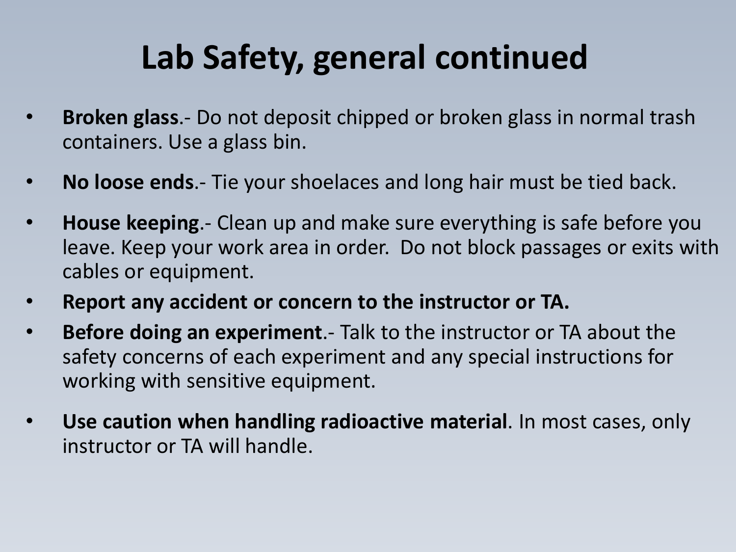# Lab Safety, general continued

- **Broken glass**.- Do not deposit chipped or broken glass in normal trash containers. Use a glass bin.
- **No loose ends**.- Tie your shoelaces and long hair must be tied back.
- **House keeping**.- Clean up and make sure everything is safe before you leave. Keep your work area in order. Do not block passages or exits with cables or equipment.
- **Report any accident or concern to the instructor or TA.**
- **Before doing an experiment**.- Talk to the instructor or TA about the safety concerns of each experiment and any special instructions for working with sensitive equipment.
- **Use caution when handling radioactive material**. In most cases, only instructor or TA will handle.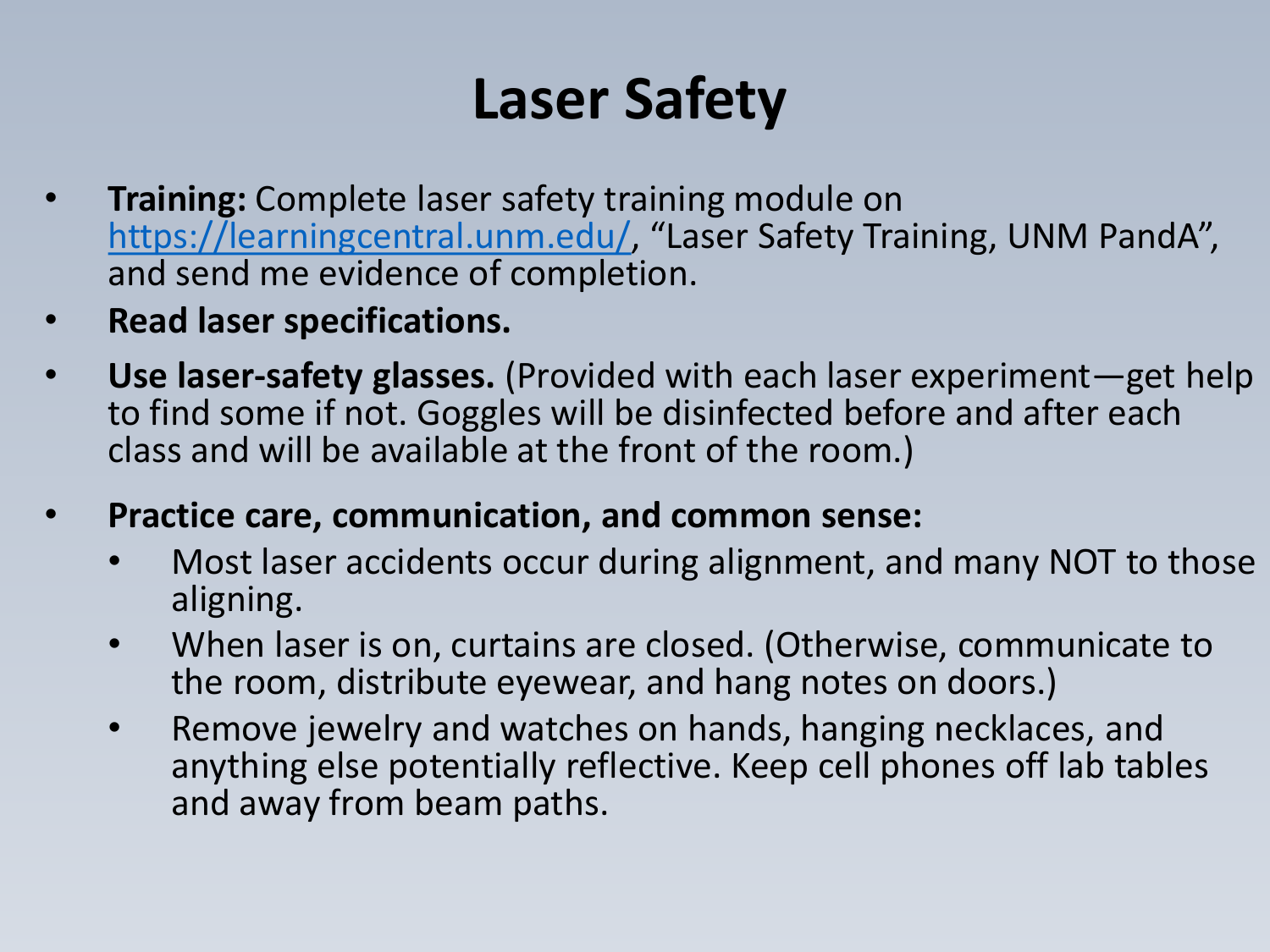# Laser Safety

- **Training:** Complete laser safety training module on https://learningcentral.unm.edu/, "Laser Safety Training, UNM PandA", and send me evidence of completion.
- **Read laser specifications.**
- **Use laser-safety glasses.** (Provided with each laser experiment—get help to find some if not. Goggles will be disinfected before and after each class and will be available at the front of the room.)
- **Practice care, communication, and common sense:**
  - Most laser accidents occur during alignment, and many NOT to those aligning.
  - When laser is on, curtains are closed. (Otherwise, communicate to the room, distribute eyewear, and hang notes on doors.)
  - Remove jewelry and watches on hands, hanging necklaces, and anything else potentially reflective. Keep cell phones off lab tables and away from beam paths.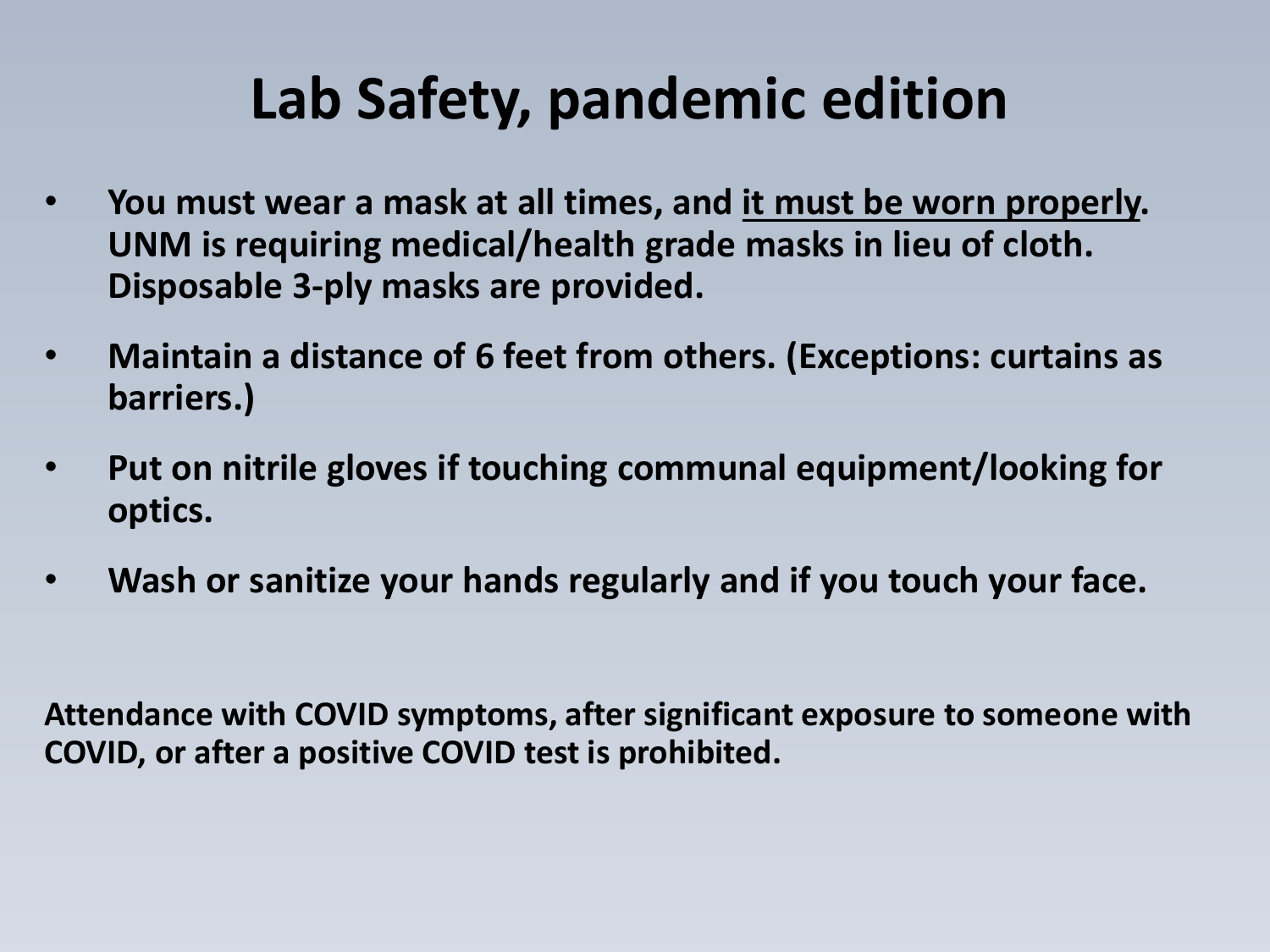# Lab Safety, pandemic edition

- **You must wear a mask at all times, and <u>it must be worn properly</u>. UNM is requiring medical/health grade masks in lieu of cloth. Disposable 3-ply masks are provided.**
- **Maintain a distance of 6 feet from others. (Exceptions: curtains as barriers.)**
- **Put on nitrile gloves if touching communal equipment/looking for optics.**
- **Wash or sanitize your hands regularly and if you touch your face.**

**Attendance with COVID symptoms, after significant exposure to someone with COVID, or after a positive COVID test is prohibited.**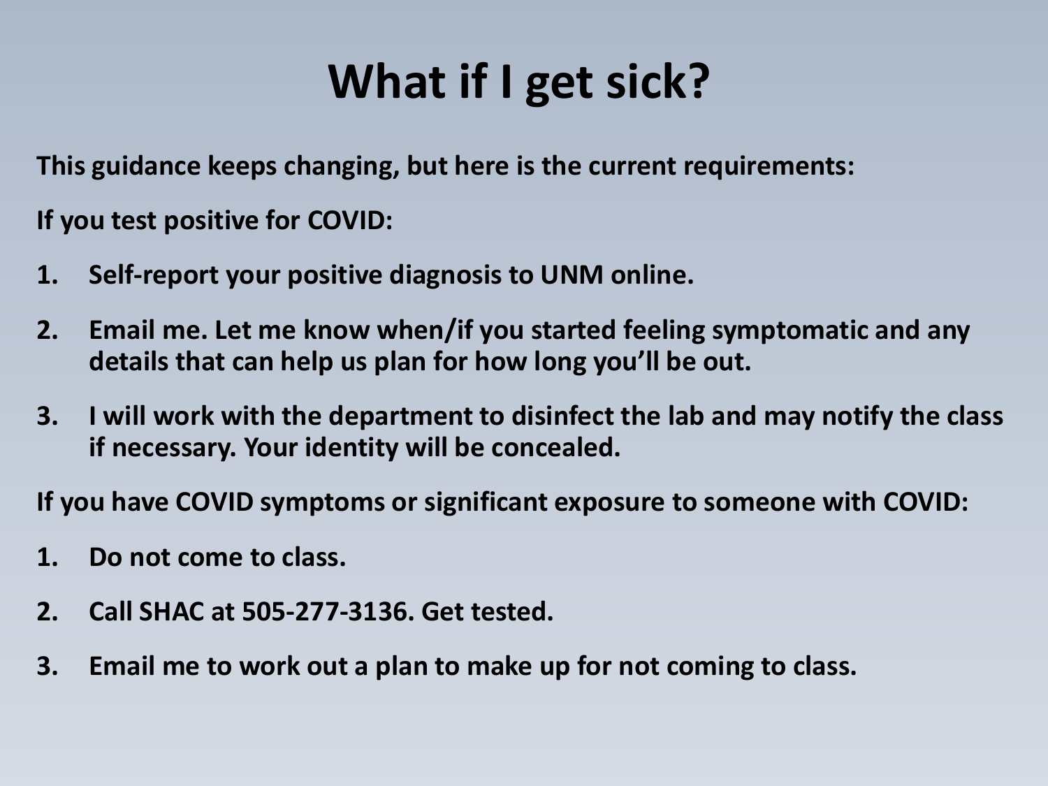# What if I get sick?

**This guidance keeps changing, but here is the current requirements:**

**If you test positive for COVID:**

1. **Self-report your positive diagnosis to UNM online.**
2. **Email me. Let me know when/if you started feeling symptomatic and any details that can help us plan for how long you'll be out.**
3. **I will work with the department to disinfect the lab and may notify the class if necessary. Your identity will be concealed.**

**If you have COVID symptoms or significant exposure to someone with COVID:**

1. **Do not come to class.**
2. **Call SHAC at 505-277-3136. Get tested.**
3. **Email me to work out a plan to make up for not coming to class.**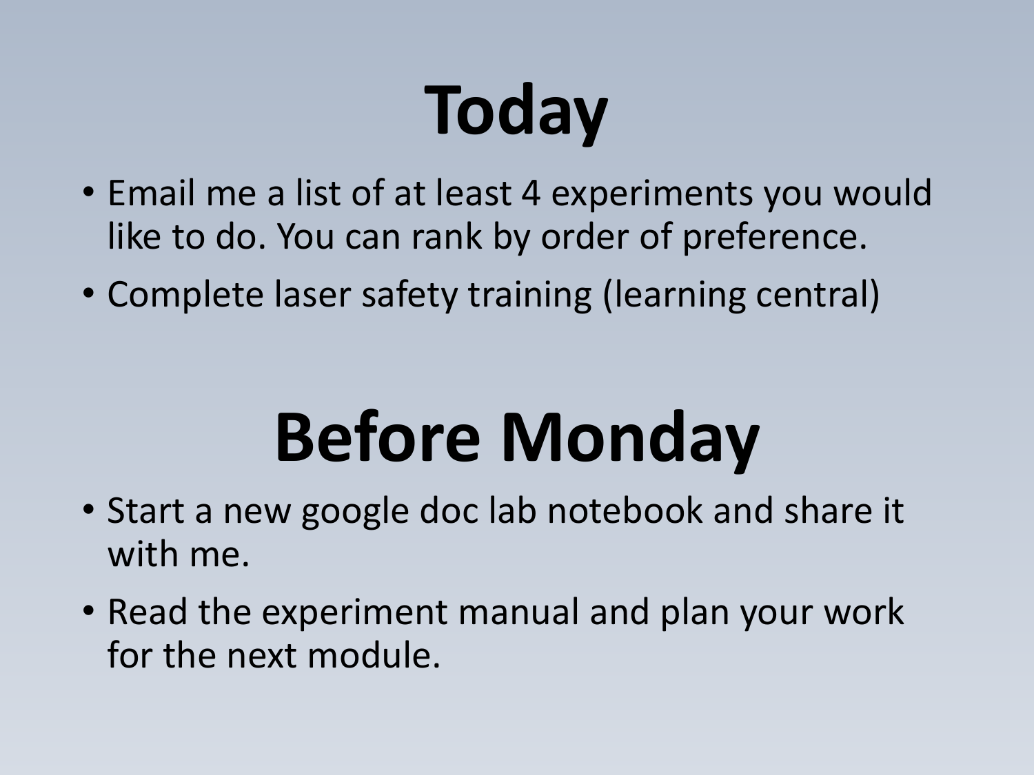# Today

- Email me a list of at least 4 experiments you would like to do. You can rank by order of preference.
- Complete laser safety training (learning central)

# Before Monday

- Start a new google doc lab notebook and share it with me.
- Read the experiment manual and plan your work for the next module.